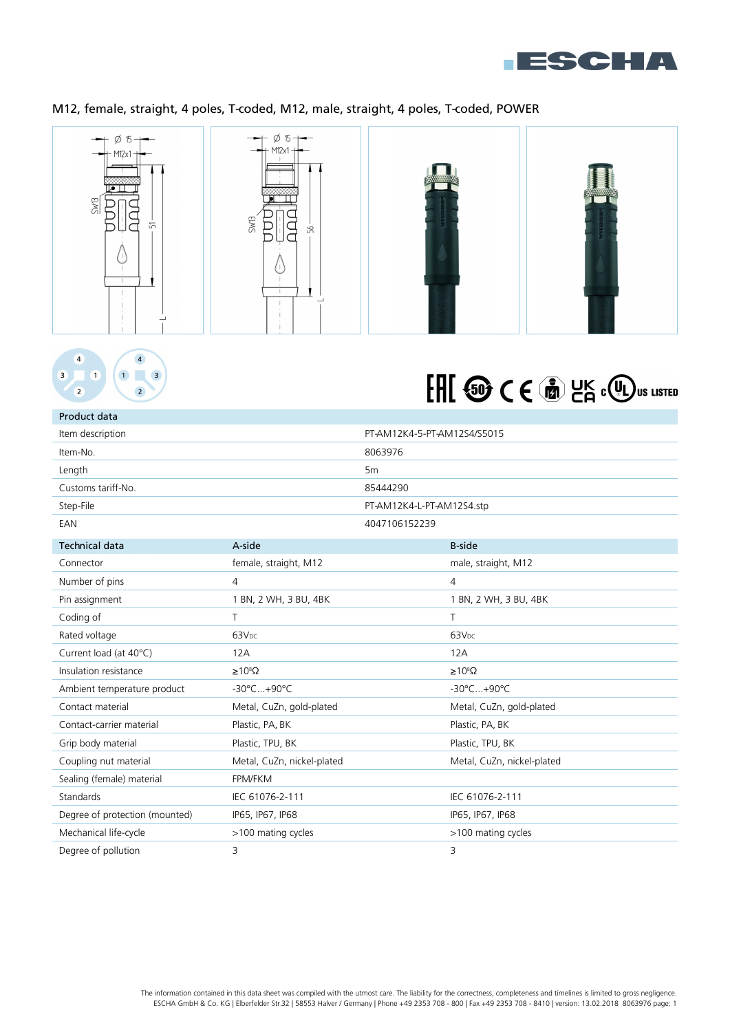## M12, female, straight, 4 poles, T-coded, M12, male, straight, 4 poles, T-coded, POWER

| Product data | |
|---|---|
| Item description | PT-AM12K4-5-PT-AM12S4/S5015 |
| Item-No. | 8063976 |
| Length | 5m |
| Customs tariff-No. | 85444290 |
| Step-File | PT-AM12K4-L-PT-AM12S4.stp |
| EAN | 4047106152239 |

| Technical data | A-side | B-side |
|---|---|---|
| Connector | female, straight, M12 | male, straight, M12 |
| Number of pins | 4 | 4 |
| Pin assignment | 1 BN, 2 WH, 3 BU, 4BK | 1 BN, 2 WH, 3 BU, 4BK |
| Coding of | T | T |
| Rated voltage | 63$V_{DC}$ | 63$V_{DC}$ |
| Current load (at 40°C) | 12A | 12A |
| Insulation resistance | ≥$10^8$Ω | ≥$10^8$Ω |
| Ambient temperature product | -30°C...+90°C | -30°C...+90°C |
| Contact material | Metal, CuZn, gold-plated | Metal, CuZn, gold-plated |
| Contact-carrier material | Plastic, PA, BK | Plastic, PA, BK |
| Grip body material | Plastic, TPU, BK | Plastic, TPU, BK |
| Coupling nut material | Metal, CuZn, nickel-plated | Metal, CuZn, nickel-plated |
| Sealing (female) material | FPM/FKM | |
| Standards | IEC 61076-2-111 | IEC 61076-2-111 |
| Degree of protection (mounted) | IP65, IP67, IP68 | IP65, IP67, IP68 |
| Mechanical life-cycle | >100 mating cycles | >100 mating cycles |
| Degree of pollution | 3 | 3 |

The information contained in this data sheet was compiled with the utmost care. The liability for the correctness, completeness and timelines is limited to gross negligence.
ESCHA GmbH & Co. KG | Elberfelder Str.32 | 58553 Halver / Germany | Phone +49 2353 708 - 800 | Fax +49 2353 708 - 8410 | version: 13.02.2018 8063976 page: 1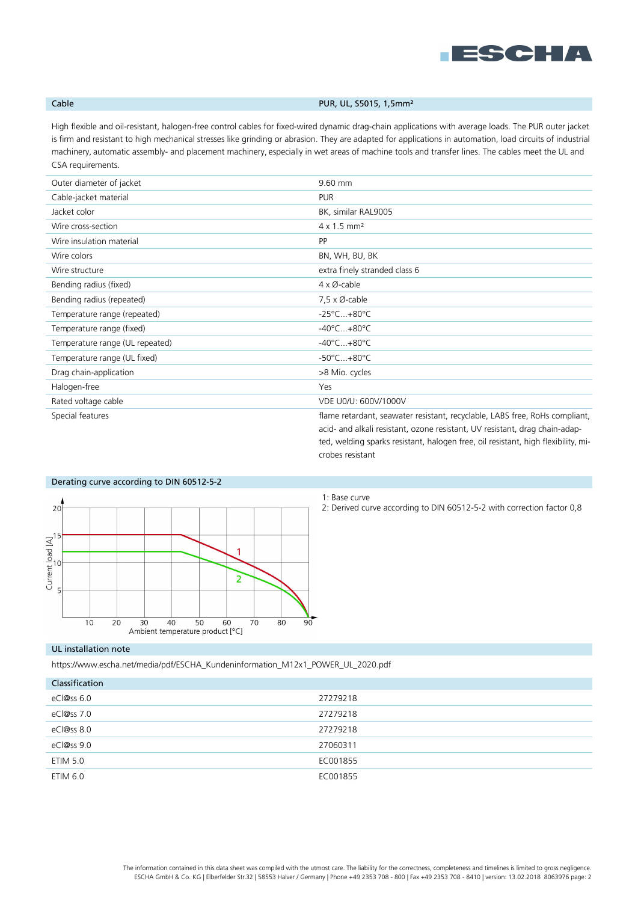## Cable — PUR, UL, S5015, 1,5mm²

High flexible and oil-resistant, halogen-free control cables for fixed-wired dynamic drag-chain applications with average loads. The PUR outer jacket is firm and resistant to high mechanical stresses like grinding or abrasion. They are adapted for applications in automation, load circuits of industrial machinery, automatic assembly- and placement machinery, especially in wet areas of machine tools and transfer lines. The cables meet the UL and CSA requirements.

| | |
|---|---|
| Outer diameter of jacket | 9.60 mm |
| Cable-jacket material | PUR |
| Jacket color | BK, similar RAL9005 |
| Wire cross-section | 4 x 1.5 mm² |
| Wire insulation material | PP |
| Wire colors | BN, WH, BU, BK |
| Wire structure | extra finely stranded class 6 |
| Bending radius (fixed) | 4 x Ø-cable |
| Bending radius (repeated) | 7,5 x Ø-cable |
| Temperature range (repeated) | -25°C...+80°C |
| Temperature range (fixed) | -40°C...+80°C |
| Temperature range (UL repeated) | -40°C...+80°C |
| Temperature range (UL fixed) | -50°C...+80°C |
| Drag chain-application | >8 Mio. cycles |
| Halogen-free | Yes |
| Rated voltage cable | VDE U0/U: 600V/1000V |
| Special features | flame retardant, seawater resistant, recyclable, LABS free, RoHs compliant, acid- and alkali resistant, ozone resistant, UV resistant, drag chain-adapted, welding sparks resistant, halogen free, oil resistant, high flexibility, microbes resistant |

## Derating curve according to DIN 60512-5-2

1: Base curve
2: Derived curve according to DIN 60512-5-2 with correction factor 0,8

## UL installation note

https://www.escha.net/media/pdf/ESCHA_Kundeninformation_M12x1_POWER_UL_2020.pdf

## Classification

| | |
|---|---|
| eCl@ss 6.0 | 27279218 |
| eCl@ss 7.0 | 27279218 |
| eCl@ss 8.0 | 27279218 |
| eCl@ss 9.0 | 27060311 |
| ETIM 5.0 | EC001855 |
| ETIM 6.0 | EC001855 |

The information contained in this data sheet was compiled with the utmost care. The liability for the correctness, completeness and timelines is limited to gross negligence.
ESCHA GmbH & Co. KG | Elberfelder Str.32 | 58553 Halver / Germany | Phone +49 2353 708 - 800 | Fax +49 2353 708 - 8410 | version: 13.02.2018 8063976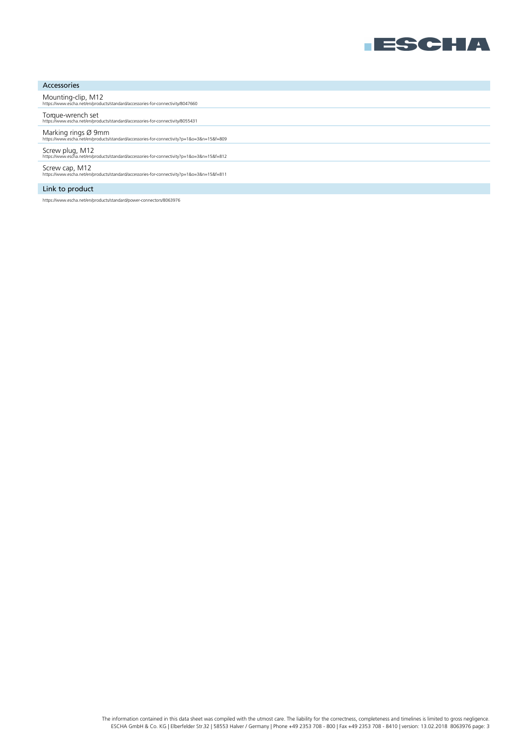## Accessories

Mounting-clip, M12
https://www.escha.net/en/products/standard/accessories-for-connectivity/8047660

Torque-wrench set
https://www.escha.net/en/products/standard/accessories-for-connectivity/8055431

Marking rings Ø 9mm
https://www.escha.net/en/products/standard/accessories-for-connectivity?p=1&o=3&n=15&f=809

Screw plug, M12
https://www.escha.net/en/products/standard/accessories-for-connectivity?p=1&o=3&n=15&f=812

Screw cap, M12
https://www.escha.net/en/products/standard/accessories-for-connectivity?p=1&o=3&n=15&f=811

## Link to product

https://www.escha.net/en/products/standard/power-connectors/8063976

The information contained in this data sheet was compiled with the utmost care. The liability for the correctness, completeness and timelines is limited to gross negligence.
ESCHA GmbH & Co. KG | Elberfelder Str.32 | 58553 Halver / Germany | Phone +49 2353 708 - 800 | Fax +49 2353 708 - 8410 | version: 13.02.2018 8063976